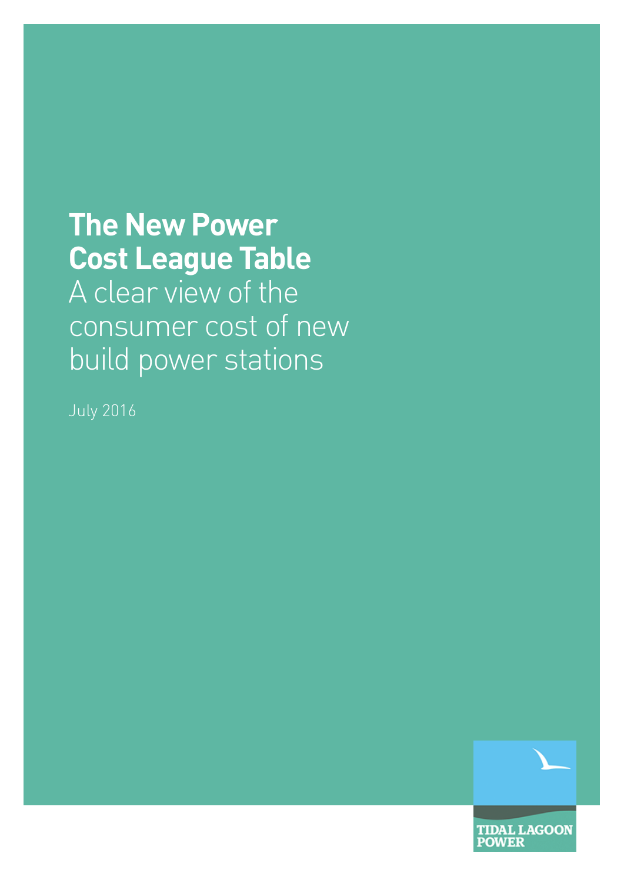# The New Power Cost League Table

## A clear view of the consumer cost of new build power stations

July 2016

TIDAL LAGOON POWER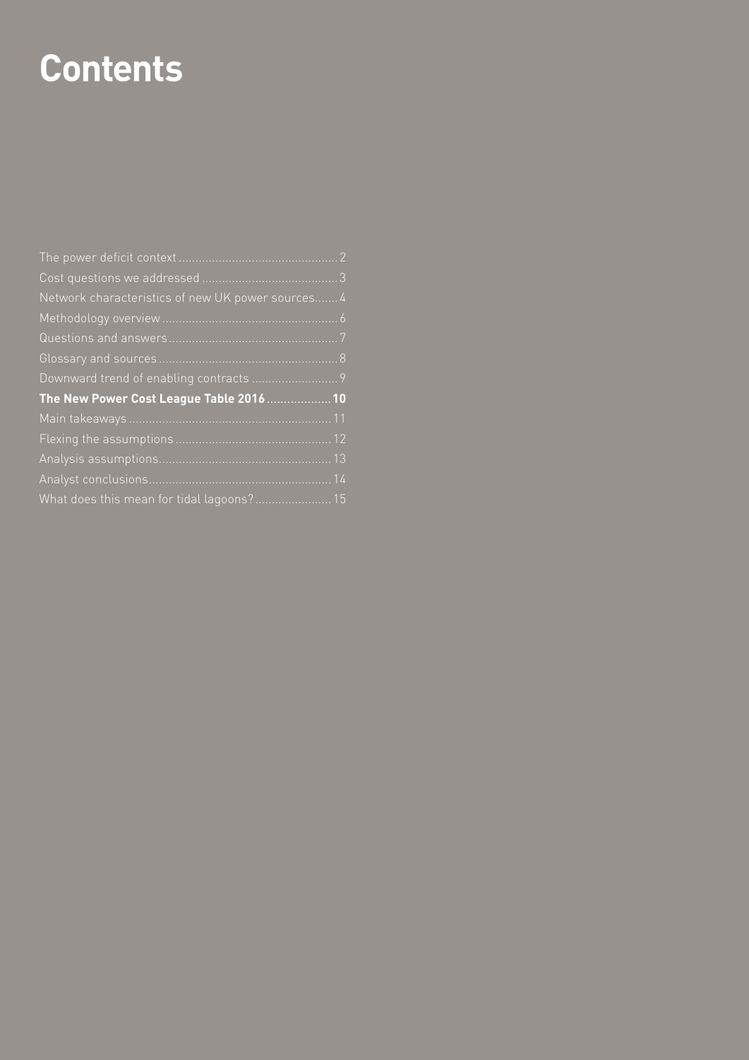# Contents

- The power deficit context ........ 2
- Cost questions we addressed ........ 3
- Network characteristics of new UK power sources ........ 4
- Methodology overview ........ 6
- Questions and answers ........ 7
- Glossary and sources ........ 8
- Downward trend of enabling contracts ........ 9
- **The New Power Cost League Table 2016 ........ 10**
- Main takeaways ........ 11
- Flexing the assumptions ........ 12
- Analysis assumptions ........ 13
- Analyst conclusions ........ 14
- What does this mean for tidal lagoons? ........ 15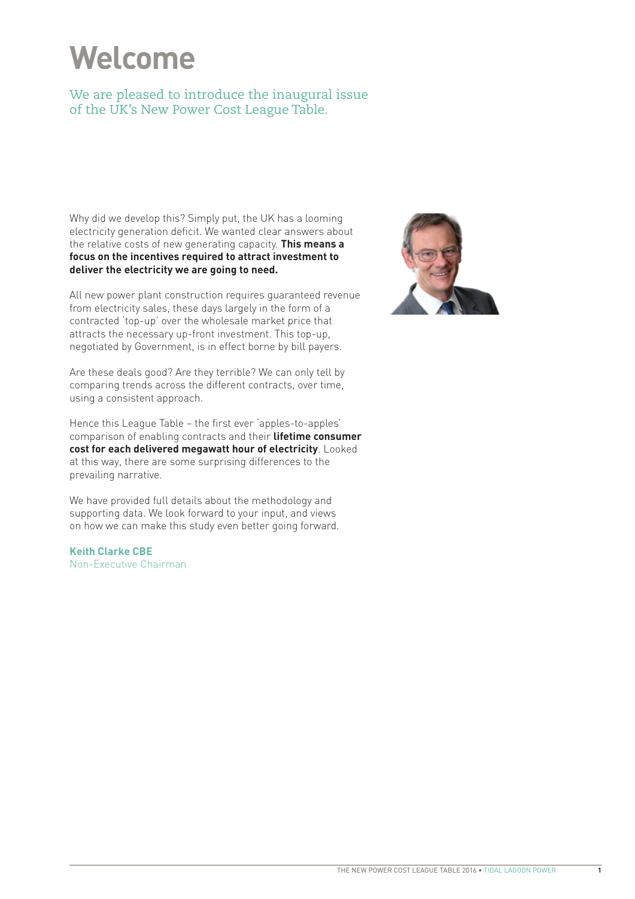# Welcome

We are pleased to introduce the inaugural issue of the UK's New Power Cost League Table.

Why did we develop this? Simply put, the UK has a looming electricity generation deficit. We wanted clear answers about the relative costs of new generating capacity. **This means a focus on the incentives required to attract investment to deliver the electricity we are going to need.**

All new power plant construction requires guaranteed revenue from electricity sales, these days largely in the form of a contracted 'top-up' over the wholesale market price that attracts the necessary up-front investment. This top-up, negotiated by Government, is in effect borne by bill payers.

Are these deals good? Are they terrible? We can only tell by comparing trends across the different contracts, over time, using a consistent approach.

Hence this League Table – the first ever 'apples-to-apples' comparison of enabling contracts and their **lifetime consumer cost for each delivered megawatt hour of electricity**. Looked at this way, there are some surprising differences to the prevailing narrative.

We have provided full details about the methodology and supporting data. We look forward to your input, and views on how we can make this study even better going forward.

**Keith Clarke CBE**
Non-Executive Chairman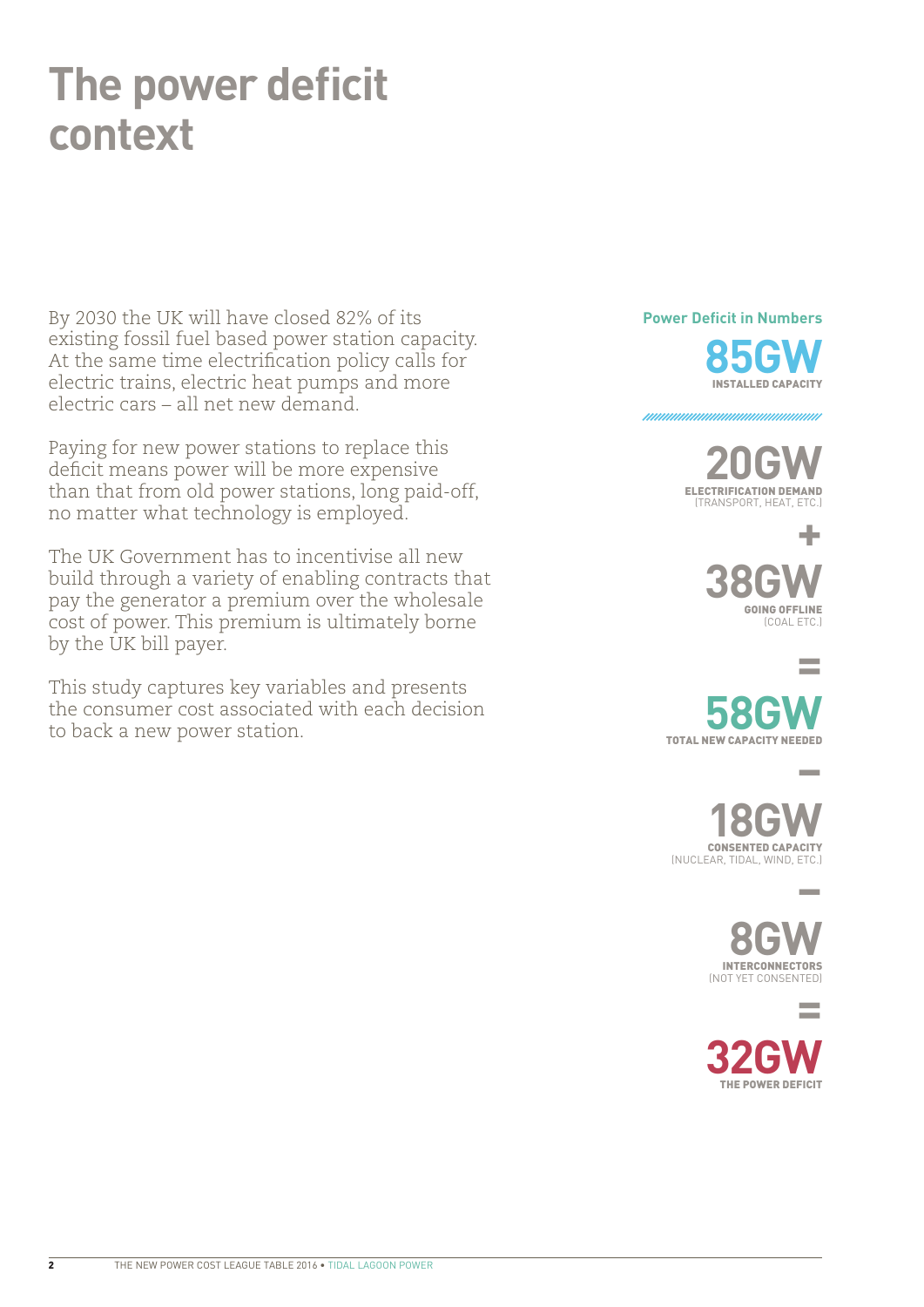# The power deficit context

By 2030 the UK will have closed 82% of its existing fossil fuel based power station capacity. At the same time electrification policy calls for electric trains, electric heat pumps and more electric cars – all net new demand.

Paying for new power stations to replace this deficit means power will be more expensive than that from old power stations, long paid-off, no matter what technology is employed.

The UK Government has to incentivise all new build through a variety of enabling contracts that pay the generator a premium over the wholesale cost of power. This premium is ultimately borne by the UK bill payer.

This study captures key variables and presents the consumer cost associated with each decision to back a new power station.

## Power Deficit in Numbers

**85GW**
INSTALLED CAPACITY

**20GW**
ELECTRIFICATION DEMAND
(TRANSPORT, HEAT, ETC.)

**+**

**38GW**
GOING OFFLINE
(COAL ETC.)

**=**

**58GW**
TOTAL NEW CAPACITY NEEDED

**–**

**18GW**
CONSENTED CAPACITY
(NUCLEAR, TIDAL, WIND, ETC.)

**–**

**8GW**
INTERCONNECTORS
(NOT YET CONSENTED)

**=**

**32GW**
THE POWER DEFICIT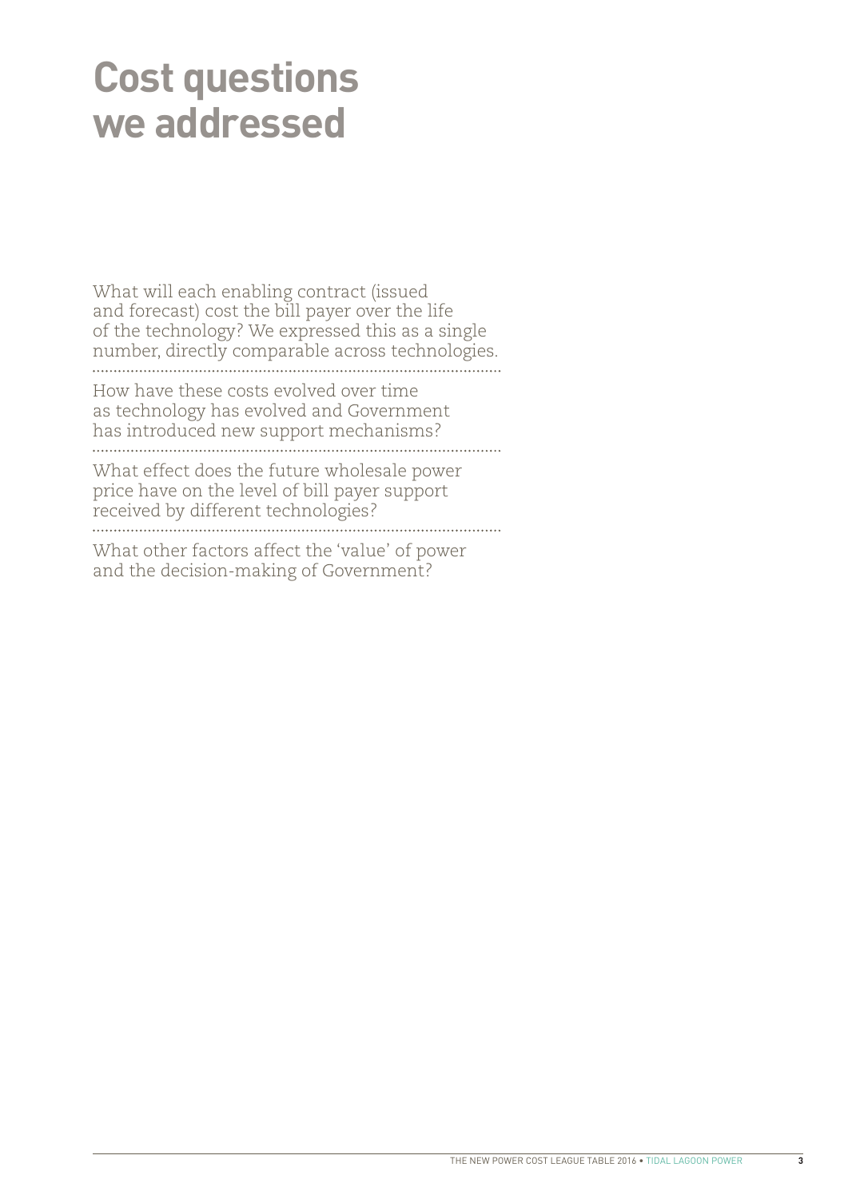# Cost questions we addressed

What will each enabling contract (issued and forecast) cost the bill payer over the life of the technology? We expressed this as a single number, directly comparable across technologies.

How have these costs evolved over time as technology has evolved and Government has introduced new support mechanisms?

What effect does the future wholesale power price have on the level of bill payer support received by different technologies?

What other factors affect the 'value' of power and the decision-making of Government?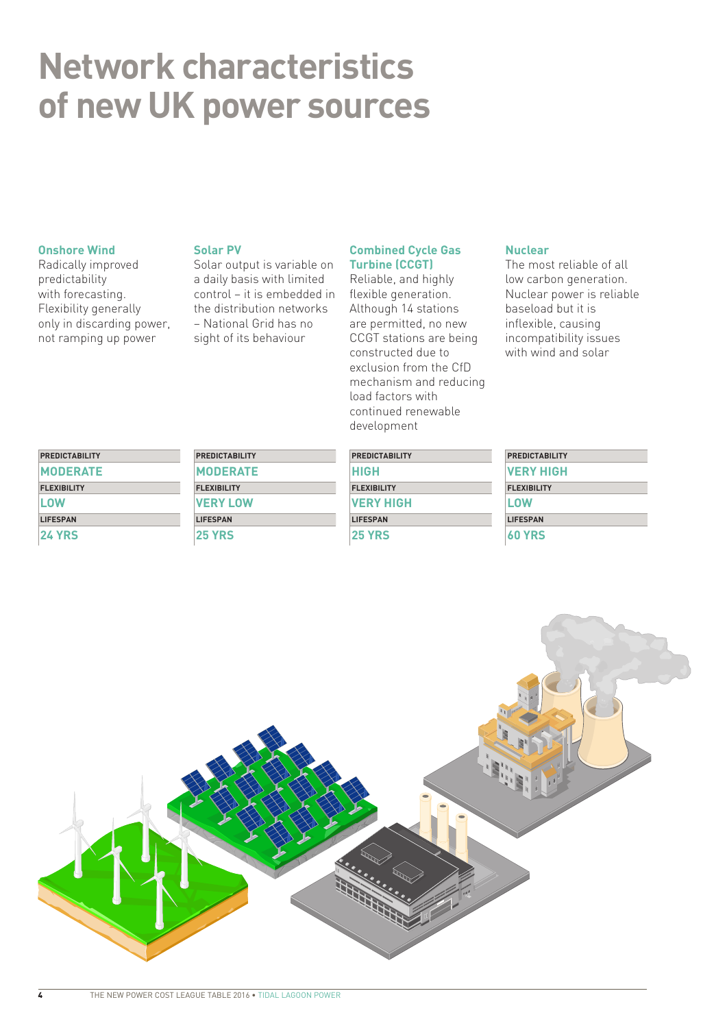# Network characteristics of new UK power sources

### Onshore Wind

Radically improved predictability with forecasting. Flexibility generally only in discarding power, not ramping up power

| PREDICTABILITY |
|---|
| MODERATE |
| FLEXIBILITY |
| LOW |
| LIFESPAN |
| 24 YRS |

### Solar PV

Solar output is variable on a daily basis with limited control – it is embedded in the distribution networks – National Grid has no sight of its behaviour

| PREDICTABILITY |
|---|
| MODERATE |
| FLEXIBILITY |
| VERY LOW |
| LIFESPAN |
| 25 YRS |

### Combined Cycle Gas Turbine (CCGT)

Reliable, and highly flexible generation. Although 14 stations are permitted, no new CCGT stations are being constructed due to exclusion from the CfD mechanism and reducing load factors with continued renewable development

| PREDICTABILITY |
|---|
| HIGH |
| FLEXIBILITY |
| VERY HIGH |
| LIFESPAN |
| 25 YRS |

### Nuclear

The most reliable of all low carbon generation. Nuclear power is reliable baseload but it is inflexible, causing incompatibility issues with wind and solar

| PREDICTABILITY |
|---|
| VERY HIGH |
| FLEXIBILITY |
| LOW |
| LIFESPAN |
| 60 YRS |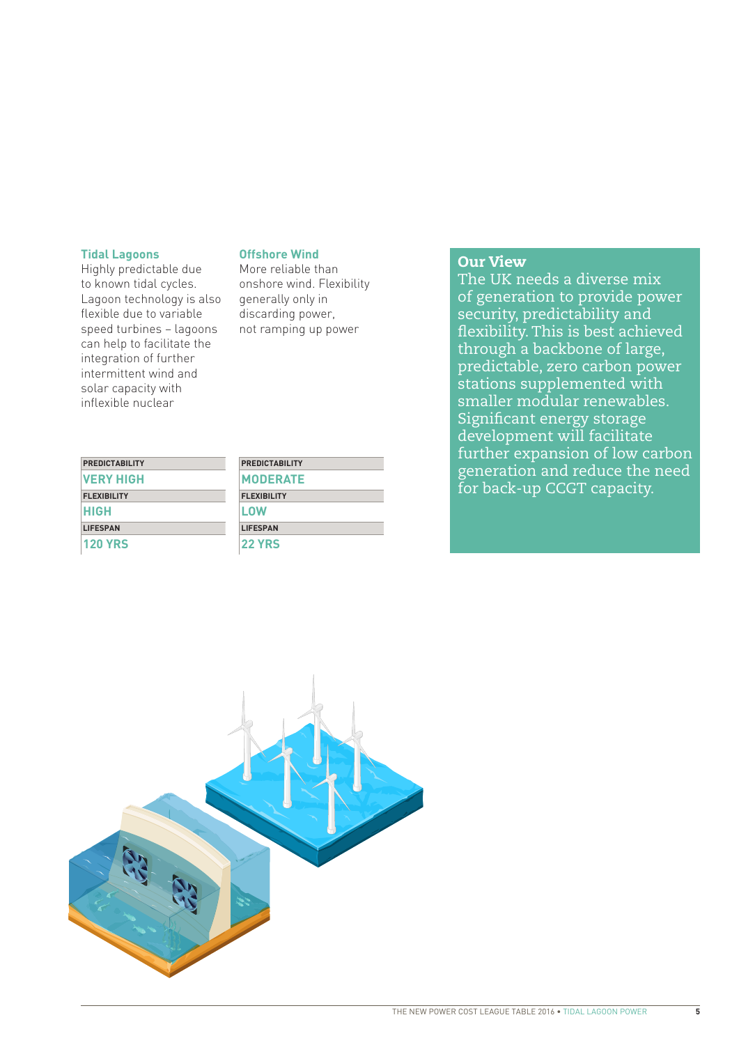### Tidal Lagoons

Highly predictable due to known tidal cycles. Lagoon technology is also flexible due to variable speed turbines – lagoons can help to facilitate the integration of further intermittent wind and solar capacity with inflexible nuclear

| PREDICTABILITY |
|---|
| VERY HIGH |
| FLEXIBILITY |
| HIGH |
| LIFESPAN |
| 120 YRS |

### Offshore Wind

More reliable than onshore wind. Flexibility generally only in discarding power, not ramping up power

| PREDICTABILITY |
|---|
| MODERATE |
| FLEXIBILITY |
| LOW |
| LIFESPAN |
| 22 YRS |

### Our View

The UK needs a diverse mix of generation to provide power security, predictability and flexibility. This is best achieved through a backbone of large, predictable, zero carbon power stations supplemented with smaller modular renewables. Significant energy storage development will facilitate further expansion of low carbon generation and reduce the need for back-up CCGT capacity.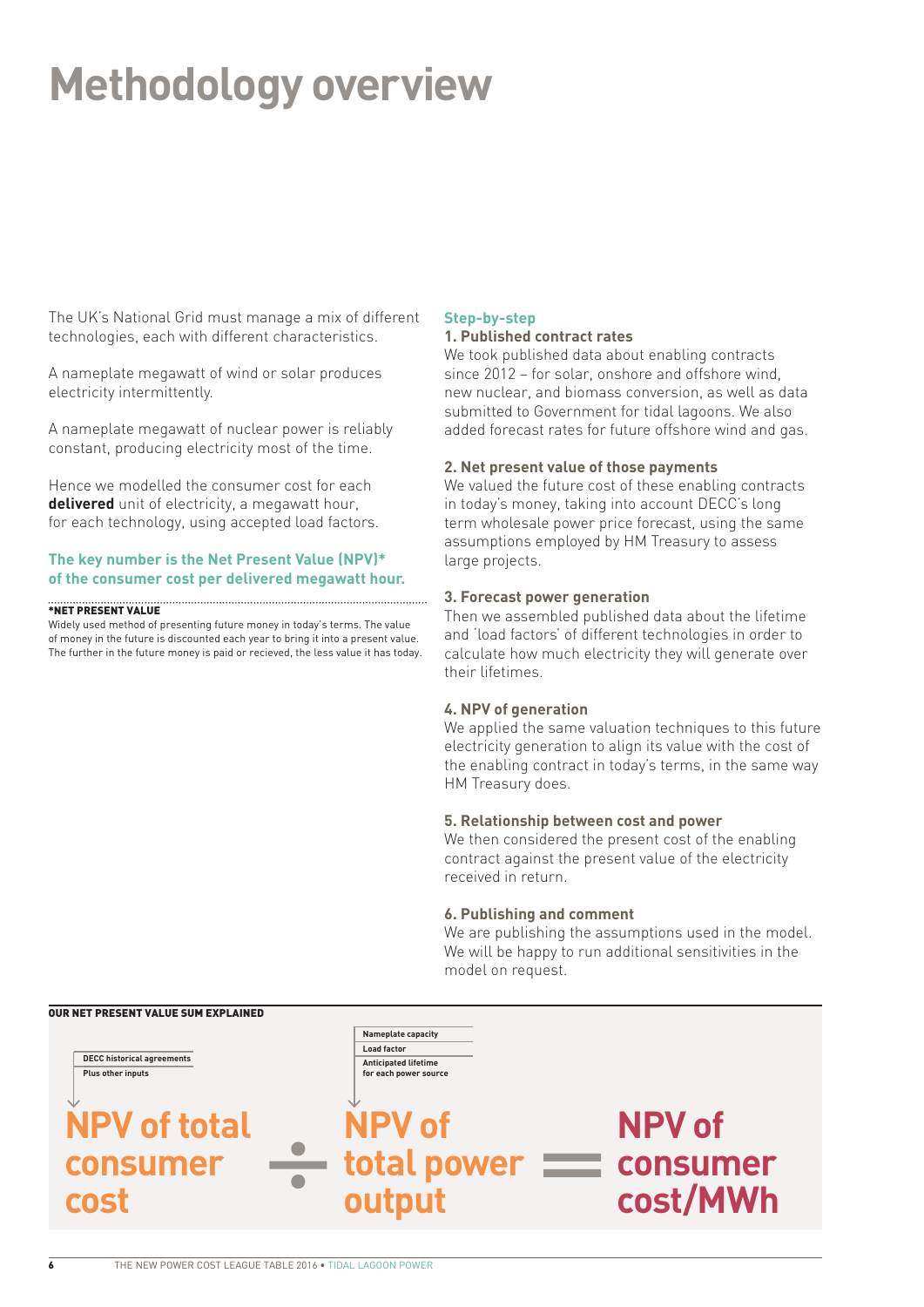# Methodology overview

The UK's National Grid must manage a mix of different technologies, each with different characteristics.

A nameplate megawatt of wind or solar produces electricity intermittently.

A nameplate megawatt of nuclear power is reliably constant, producing electricity most of the time.

Hence we modelled the consumer cost for each **delivered** unit of electricity, a megawatt hour, for each technology, using accepted load factors.

**The key number is the Net Present Value (NPV)* of the consumer cost per delivered megawatt hour.**

**\*NET PRESENT VALUE**
Widely used method of presenting future money in today's terms. The value of money in the future is discounted each year to bring it into a present value. The further in the future money is paid or recieved, the less value it has today.

## Step-by-step

### 1. Published contract rates

We took published data about enabling contracts since 2012 – for solar, onshore and offshore wind, new nuclear, and biomass conversion, as well as data submitted to Government for tidal lagoons. We also added forecast rates for future offshore wind and gas.

### 2. Net present value of those payments

We valued the future cost of these enabling contracts in today's money, taking into account DECC's long term wholesale power price forecast, using the same assumptions employed by HM Treasury to assess large projects.

### 3. Forecast power generation

Then we assembled published data about the lifetime and 'load factors' of different technologies in order to calculate how much electricity they will generate over their lifetimes.

### 4. NPV of generation

We applied the same valuation techniques to this future electricity generation to align its value with the cost of the enabling contract in today's terms, in the same way HM Treasury does.

### 5. Relationship between cost and power

We then considered the present cost of the enabling contract against the present value of the electricity received in return.

### 6. Publishing and comment

We are publishing the assumptions used in the model. We will be happy to run additional sensitivities in the model on request.

**OUR NET PRESENT VALUE SUM EXPLAINED**

DECC historical agreements
Plus other inputs

Nameplate capacity
Load factor
Anticipated lifetime for each power source

**NPV of total consumer cost** ÷ **NPV of total power output** = **NPV of consumer cost/MWh**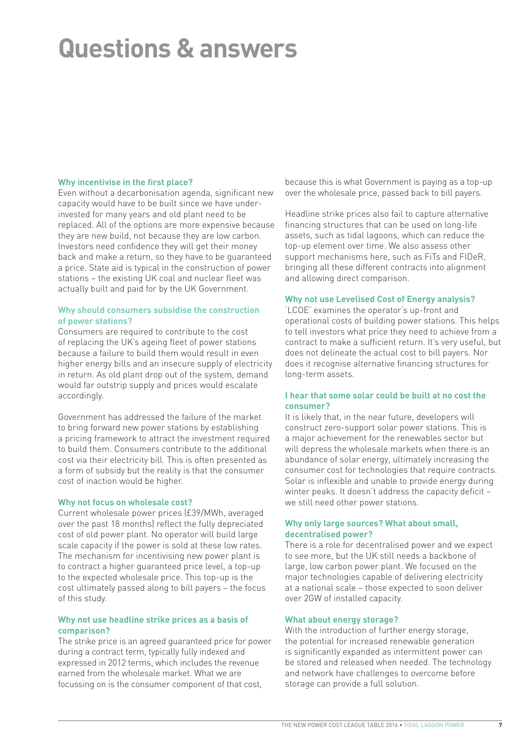# Questions & answers

### Why incentivise in the first place?

Even without a decarbonisation agenda, significant new capacity would have to be built since we have under-invested for many years and old plant need to be replaced. All of the options are more expensive because they are new build, not because they are low carbon. Investors need confidence they will get their money back and make a return, so they have to be guaranteed a price. State aid is typical in the construction of power stations – the existing UK coal and nuclear fleet was actually built and paid for by the UK Government.

### Why should consumers subsidise the construction of power stations?

Consumers are required to contribute to the cost of replacing the UK's ageing fleet of power stations because a failure to build them would result in even higher energy bills and an insecure supply of electricity in return. As old plant drop out of the system, demand would far outstrip supply and prices would escalate accordingly.

Government has addressed the failure of the market to bring forward new power stations by establishing a pricing framework to attract the investment required to build them. Consumers contribute to the additional cost via their electricity bill. This is often presented as a form of subsidy but the reality is that the consumer cost of inaction would be higher.

### Why not focus on wholesale cost?

Current wholesale power prices (£39/MWh, averaged over the past 18 months) reflect the fully depreciated cost of old power plant. No operator will build large scale capacity if the power is sold at these low rates. The mechanism for incentivising new power plant is to contract a higher guaranteed price level, a top-up to the expected wholesale price. This top-up is the cost ultimately passed along to bill payers – the focus of this study.

### Why not use headline strike prices as a basis of comparison?

The strike price is an agreed guaranteed price for power during a contract term, typically fully indexed and expressed in 2012 terms, which includes the revenue earned from the wholesale market. What we are focussing on is the consumer component of that cost, because this is what Government is paying as a top-up over the wholesale price, passed back to bill payers.

Headline strike prices also fail to capture alternative financing structures that can be used on long-life assets, such as tidal lagoons, which can reduce the top-up element over time. We also assess other support mechanisms here, such as FiTs and FIDeR, bringing all these different contracts into alignment and allowing direct comparison.

### Why not use Levelised Cost of Energy analysis?

'LCOE' examines the operator's up-front and operational costs of building power stations. This helps to tell investors what price they need to achieve from a contract to make a sufficient return. It's very useful, but does not delineate the actual cost to bill payers. Nor does it recognise alternative financing structures for long-term assets.

### I hear that some solar could be built at no cost the consumer?

It is likely that, in the near future, developers will construct zero-support solar power stations. This is a major achievement for the renewables sector but will depress the wholesale markets when there is an abundance of solar energy, ultimately increasing the consumer cost for technologies that require contracts. Solar is inflexible and unable to provide energy during winter peaks. It doesn't address the capacity deficit – we still need other power stations.

### Why only large sources? What about small, decentralised power?

There is a role for decentralised power and we expect to see more, but the UK still needs a backbone of large, low carbon power plant. We focused on the major technologies capable of delivering electricity at a national scale – those expected to soon deliver over 2GW of installed capacity.

### What about energy storage?

With the introduction of further energy storage, the potential for increased renewable generation is significantly expanded as intermittent power can be stored and released when needed. The technology and network have challenges to overcome before storage can provide a full solution.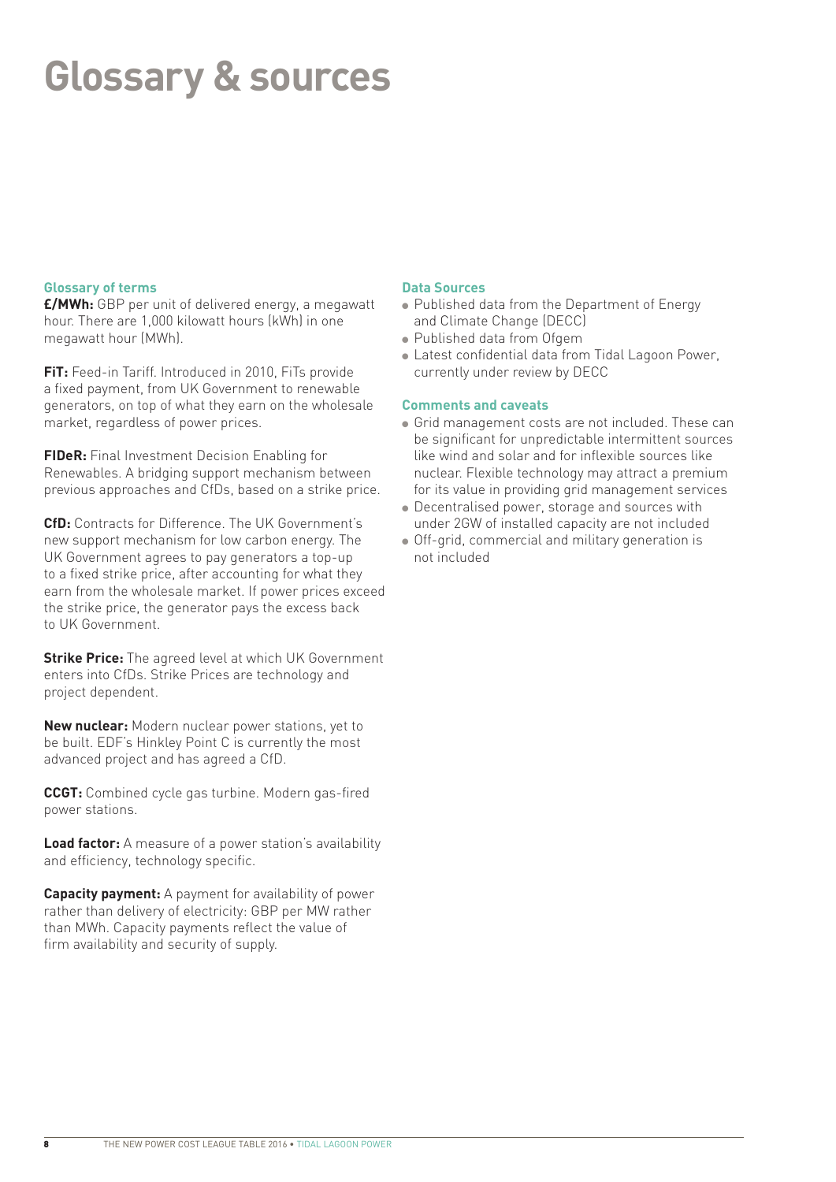# Glossary & sources

### Glossary of terms

**£/MWh:** GBP per unit of delivered energy, a megawatt hour. There are 1,000 kilowatt hours (kWh) in one megawatt hour (MWh).

**FiT:** Feed-in Tariff. Introduced in 2010, FiTs provide a fixed payment, from UK Government to renewable generators, on top of what they earn on the wholesale market, regardless of power prices.

**FIDeR:** Final Investment Decision Enabling for Renewables. A bridging support mechanism between previous approaches and CfDs, based on a strike price.

**CfD:** Contracts for Difference. The UK Government's new support mechanism for low carbon energy. The UK Government agrees to pay generators a top-up to a fixed strike price, after accounting for what they earn from the wholesale market. If power prices exceed the strike price, the generator pays the excess back to UK Government.

**Strike Price:** The agreed level at which UK Government enters into CfDs. Strike Prices are technology and project dependent.

**New nuclear:** Modern nuclear power stations, yet to be built. EDF's Hinkley Point C is currently the most advanced project and has agreed a CfD.

**CCGT:** Combined cycle gas turbine. Modern gas-fired power stations.

**Load factor:** A measure of a power station's availability and efficiency, technology specific.

**Capacity payment:** A payment for availability of power rather than delivery of electricity: GBP per MW rather than MWh. Capacity payments reflect the value of firm availability and security of supply.

### Data Sources

- Published data from the Department of Energy and Climate Change (DECC)
- Published data from Ofgem
- Latest confidential data from Tidal Lagoon Power, currently under review by DECC

### Comments and caveats

- Grid management costs are not included. These can be significant for unpredictable intermittent sources like wind and solar and for inflexible sources like nuclear. Flexible technology may attract a premium for its value in providing grid management services
- Decentralised power, storage and sources with under 2GW of installed capacity are not included
- Off-grid, commercial and military generation is not included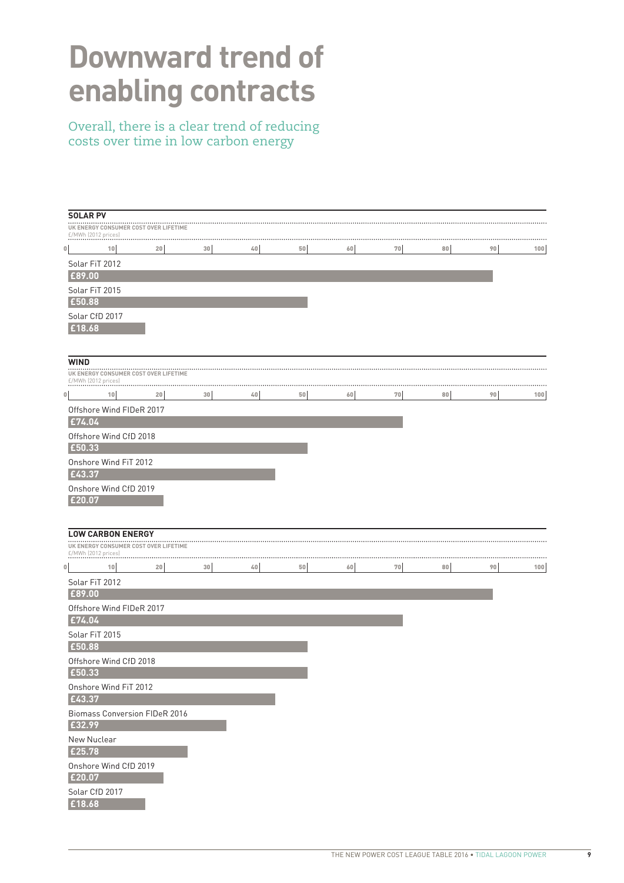# Downward trend of enabling contracts

Overall, there is a clear trend of reducing costs over time in low carbon energy

**SOLAR PV**

UK ENERGY CONSUMER COST OVER LIFETIME
£/MWh (2012 prices)

| | £/MWh (2012 prices) |
|---|---|
| Solar FiT 2012 | £89.00 |
| Solar FiT 2015 | £50.88 |
| Solar CfD 2017 | £18.68 |

**WIND**

UK ENERGY CONSUMER COST OVER LIFETIME
£/MWh (2012 prices)

| | £/MWh (2012 prices) |
|---|---|
| Offshore Wind FIDeR 2017 | £74.04 |
| Offshore Wind CfD 2018 | £50.33 |
| Onshore Wind FiT 2012 | £43.37 |
| Onshore Wind CfD 2019 | £20.07 |

**LOW CARBON ENERGY**

UK ENERGY CONSUMER COST OVER LIFETIME
£/MWh (2012 prices)

| | £/MWh (2012 prices) |
|---|---|
| Solar FiT 2012 | £89.00 |
| Offshore Wind FIDeR 2017 | £74.04 |
| Solar FiT 2015 | £50.88 |
| Offshore Wind CfD 2018 | £50.33 |
| Onshore Wind FiT 2012 | £43.37 |
| Biomass Conversion FIDeR 2016 | £32.99 |
| New Nuclear | £25.78 |
| Onshore Wind CfD 2019 | £20.07 |
| Solar CfD 2017 | £18.68 |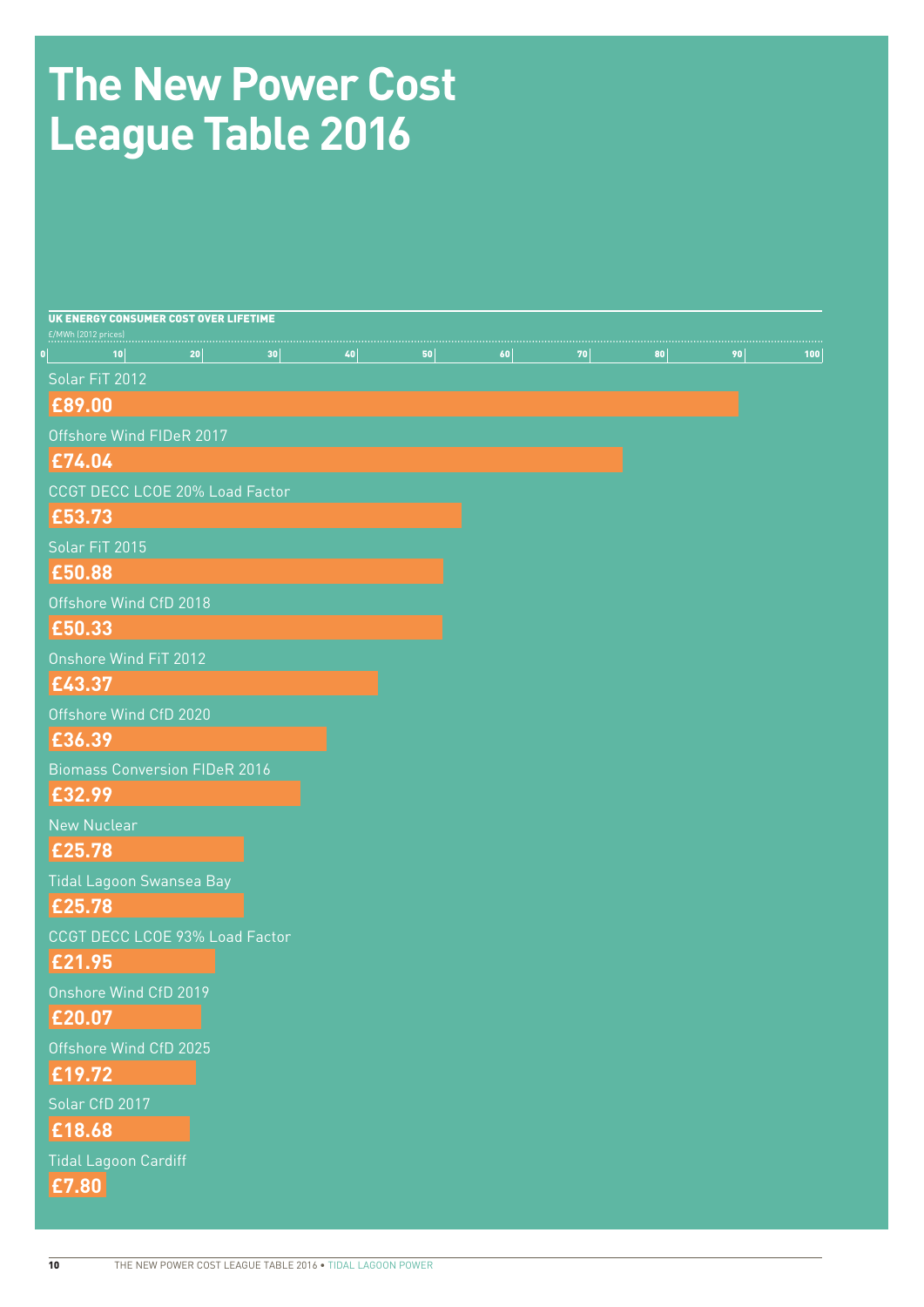# The New Power Cost League Table 2016

**UK ENERGY CONSUMER COST OVER LIFETIME**

£/MWh (2012 prices)

| Technology | £/MWh |
|---|---|
| Solar FiT 2012 | £89.00 |
| Offshore Wind FIDeR 2017 | £74.04 |
| CCGT DECC LCOE 20% Load Factor | £53.73 |
| Solar FiT 2015 | £50.88 |
| Offshore Wind CfD 2018 | £50.33 |
| Onshore Wind FiT 2012 | £43.37 |
| Offshore Wind CfD 2020 | £36.39 |
| Biomass Conversion FIDeR 2016 | £32.99 |
| New Nuclear | £25.78 |
| Tidal Lagoon Swansea Bay | £25.78 |
| CCGT DECC LCOE 93% Load Factor | £21.95 |
| Onshore Wind CfD 2019 | £20.07 |
| Offshore Wind CfD 2025 | £19.72 |
| Solar CfD 2017 | £18.68 |
| Tidal Lagoon Cardiff | £7.80 |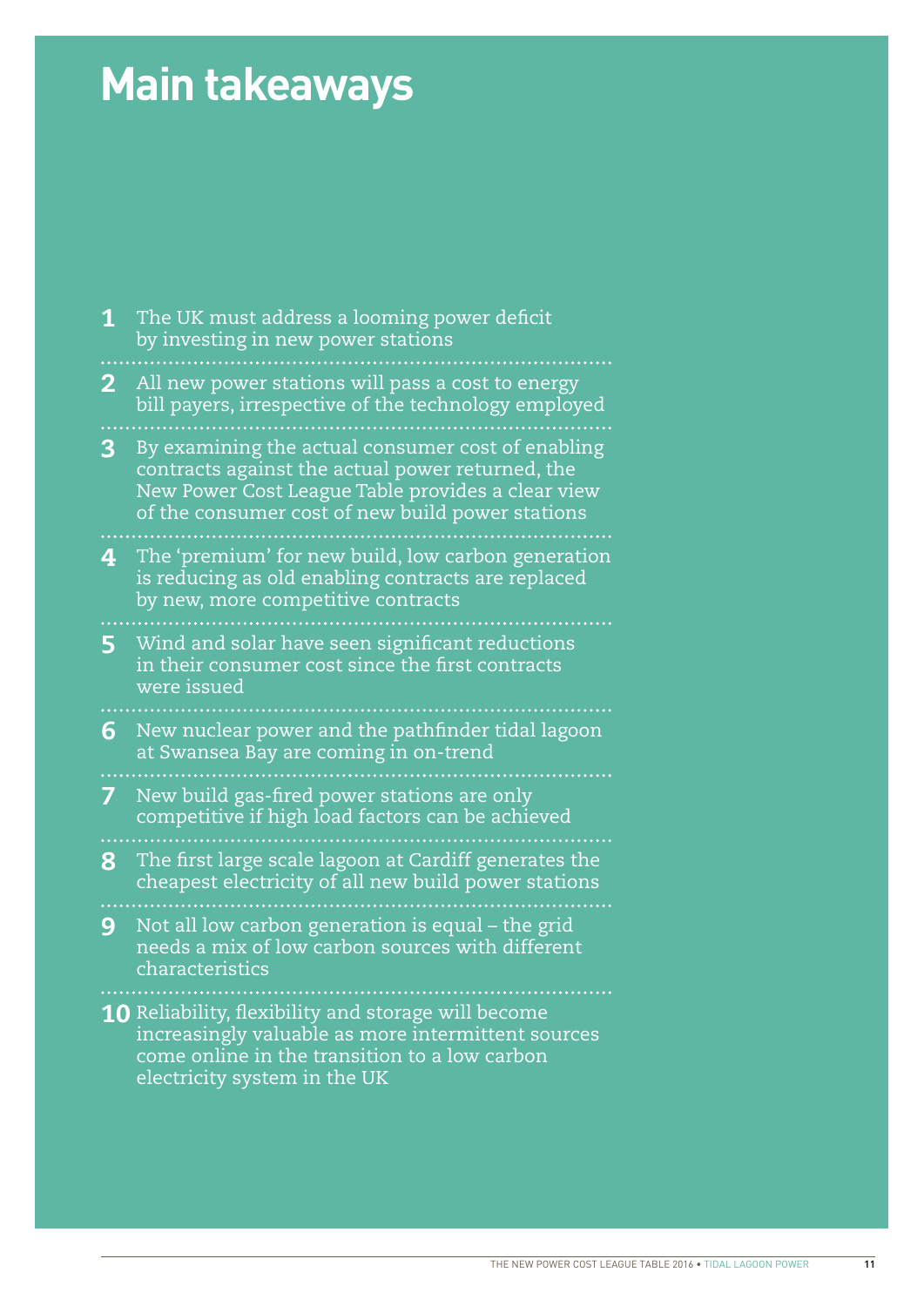# Main takeaways

1. The UK must address a looming power deficit by investing in new power stations
2. All new power stations will pass a cost to energy bill payers, irrespective of the technology employed
3. By examining the actual consumer cost of enabling contracts against the actual power returned, the New Power Cost League Table provides a clear view of the consumer cost of new build power stations
4. The 'premium' for new build, low carbon generation is reducing as old enabling contracts are replaced by new, more competitive contracts
5. Wind and solar have seen significant reductions in their consumer cost since the first contracts were issued
6. New nuclear power and the pathfinder tidal lagoon at Swansea Bay are coming in on-trend
7. New build gas-fired power stations are only competitive if high load factors can be achieved
8. The first large scale lagoon at Cardiff generates the cheapest electricity of all new build power stations
9. Not all low carbon generation is equal – the grid needs a mix of low carbon sources with different characteristics
10. Reliability, flexibility and storage will become increasingly valuable as more intermittent sources come online in the transition to a low carbon electricity system in the UK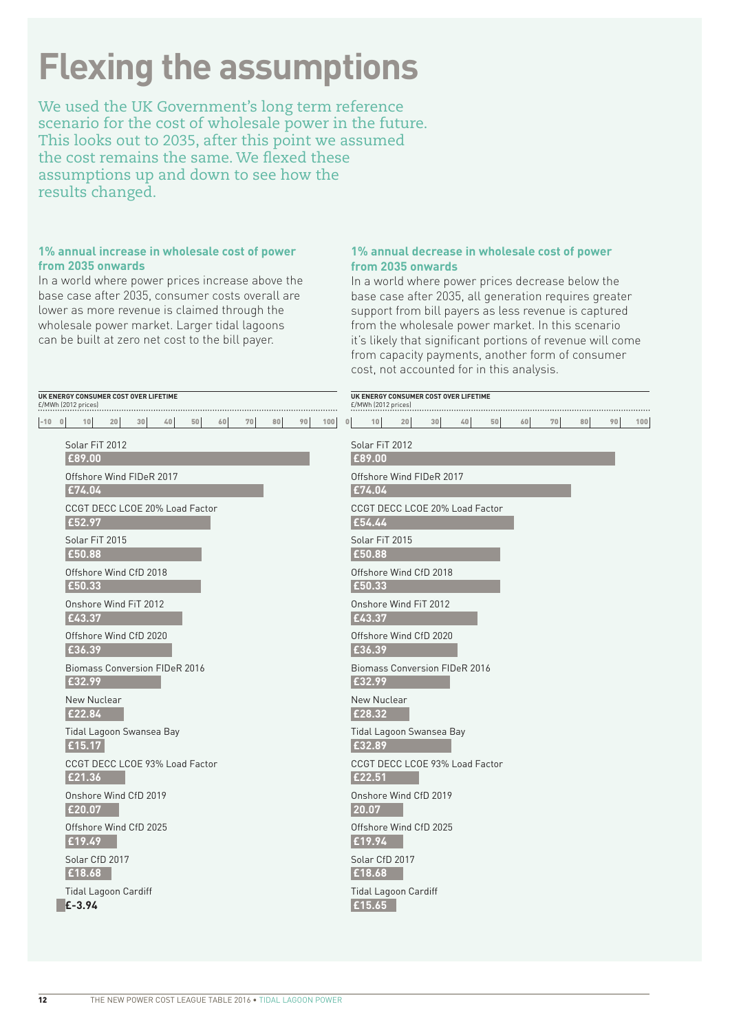# Flexing the assumptions

We used the UK Government's long term reference scenario for the cost of wholesale power in the future. This looks out to 2035, after this point we assumed the cost remains the same. We flexed these assumptions up and down to see how the results changed.

### 1% annual increase in wholesale cost of power from 2035 onwards

In a world where power prices increase above the base case after 2035, consumer costs overall are lower as more revenue is claimed through the wholesale power market. Larger tidal lagoons can be built at zero net cost to the bill payer.

**UK ENERGY CONSUMER COST OVER LIFETIME**
£/MWh (2012 prices)

| Technology | £/MWh |
|---|---|
| Solar FiT 2012 | £89.00 |
| Offshore Wind FIDeR 2017 | £74.04 |
| CCGT DECC LCOE 20% Load Factor | £52.97 |
| Solar FiT 2015 | £50.88 |
| Offshore Wind CfD 2018 | £50.33 |
| Onshore Wind FiT 2012 | £43.37 |
| Offshore Wind CfD 2020 | £36.39 |
| Biomass Conversion FIDeR 2016 | £32.99 |
| New Nuclear | £22.84 |
| Tidal Lagoon Swansea Bay | £15.17 |
| CCGT DECC LCOE 93% Load Factor | £21.36 |
| Onshore Wind CfD 2019 | £20.07 |
| Offshore Wind CfD 2025 | £19.49 |
| Solar CfD 2017 | £18.68 |
| Tidal Lagoon Cardiff | £-3.94 |

### 1% annual decrease in wholesale cost of power from 2035 onwards

In a world where power prices decrease below the base case after 2035, all generation requires greater support from bill payers as less revenue is captured from the wholesale power market. In this scenario it's likely that significant portions of revenue will come from capacity payments, another form of consumer cost, not accounted for in this analysis.

**UK ENERGY CONSUMER COST OVER LIFETIME**
£/MWh (2012 prices)

| Technology | £/MWh |
|---|---|
| Solar FiT 2012 | £89.00 |
| Offshore Wind FIDeR 2017 | £74.04 |
| CCGT DECC LCOE 20% Load Factor | £54.44 |
| Solar FiT 2015 | £50.88 |
| Offshore Wind CfD 2018 | £50.33 |
| Onshore Wind FiT 2012 | £43.37 |
| Offshore Wind CfD 2020 | £36.39 |
| Biomass Conversion FIDeR 2016 | £32.99 |
| New Nuclear | £28.32 |
| Tidal Lagoon Swansea Bay | £32.89 |
| CCGT DECC LCOE 93% Load Factor | £22.51 |
| Onshore Wind CfD 2019 | 20.07 |
| Offshore Wind CfD 2025 | £19.94 |
| Solar CfD 2017 | £18.68 |
| Tidal Lagoon Cardiff | £15.65 |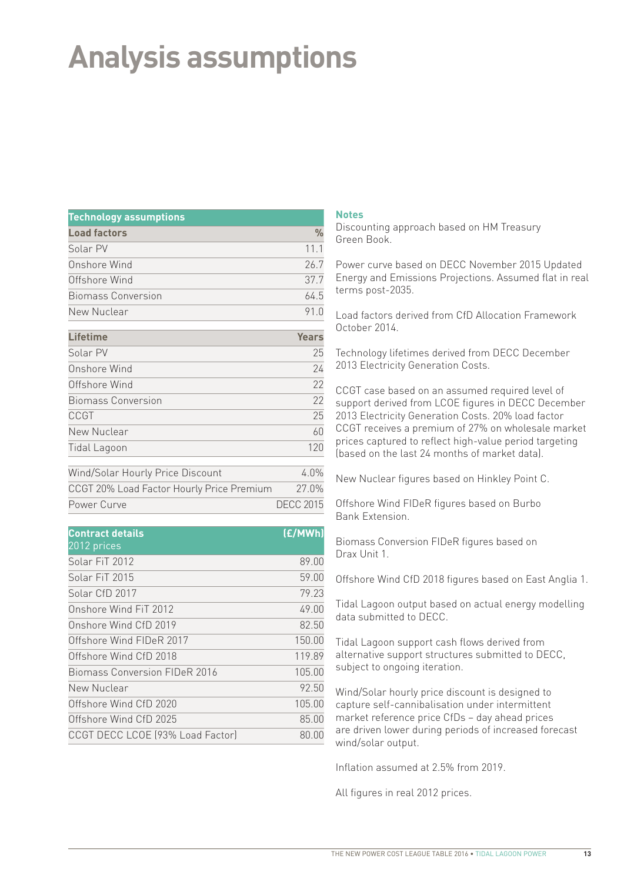# Analysis assumptions

| Technology assumptions | |
|---|---|
| **Load factors** | **%** |
| Solar PV | 11.1 |
| Onshore Wind | 26.7 |
| Offshore Wind | 37.7 |
| Biomass Conversion | 64.5 |
| New Nuclear | 91.0 |
| **Lifetime** | **Years** |
| Solar PV | 25 |
| Onshore Wind | 24 |
| Offshore Wind | 22 |
| Biomass Conversion | 22 |
| CCGT | 25 |
| New Nuclear | 60 |
| Tidal Lagoon | 120 |
| Wind/Solar Hourly Price Discount | 4.0% |
| CCGT 20% Load Factor Hourly Price Premium | 27.0% |
| Power Curve | DECC 2015 |

| Contract details 2012 prices | (£/MWh) |
|---|---|
| Solar FiT 2012 | 89.00 |
| Solar FiT 2015 | 59.00 |
| Solar CfD 2017 | 79.23 |
| Onshore Wind FiT 2012 | 49.00 |
| Onshore Wind CfD 2019 | 82.50 |
| Offshore Wind FIDeR 2017 | 150.00 |
| Offshore Wind CfD 2018 | 119.89 |
| Biomass Conversion FIDeR 2016 | 105.00 |
| New Nuclear | 92.50 |
| Offshore Wind CfD 2020 | 105.00 |
| Offshore Wind CfD 2025 | 85.00 |
| CCGT DECC LCOE (93% Load Factor) | 80.00 |

### Notes

Discounting approach based on HM Treasury Green Book.

Power curve based on DECC November 2015 Updated Energy and Emissions Projections. Assumed flat in real terms post-2035.

Load factors derived from CfD Allocation Framework October 2014.

Technology lifetimes derived from DECC December 2013 Electricity Generation Costs.

CCGT case based on an assumed required level of support derived from LCOE figures in DECC December 2013 Electricity Generation Costs. 20% load factor CCGT receives a premium of 27% on wholesale market prices captured to reflect high-value period targeting (based on the last 24 months of market data).

New Nuclear figures based on Hinkley Point C.

Offshore Wind FIDeR figures based on Burbo Bank Extension.

Biomass Conversion FIDeR figures based on Drax Unit 1.

Offshore Wind CfD 2018 figures based on East Anglia 1.

Tidal Lagoon output based on actual energy modelling data submitted to DECC.

Tidal Lagoon support cash flows derived from alternative support structures submitted to DECC, subject to ongoing iteration.

Wind/Solar hourly price discount is designed to capture self-cannibalisation under intermittent market reference price CfDs – day ahead prices are driven lower during periods of increased forecast wind/solar output.

Inflation assumed at 2.5% from 2019.

All figures in real 2012 prices.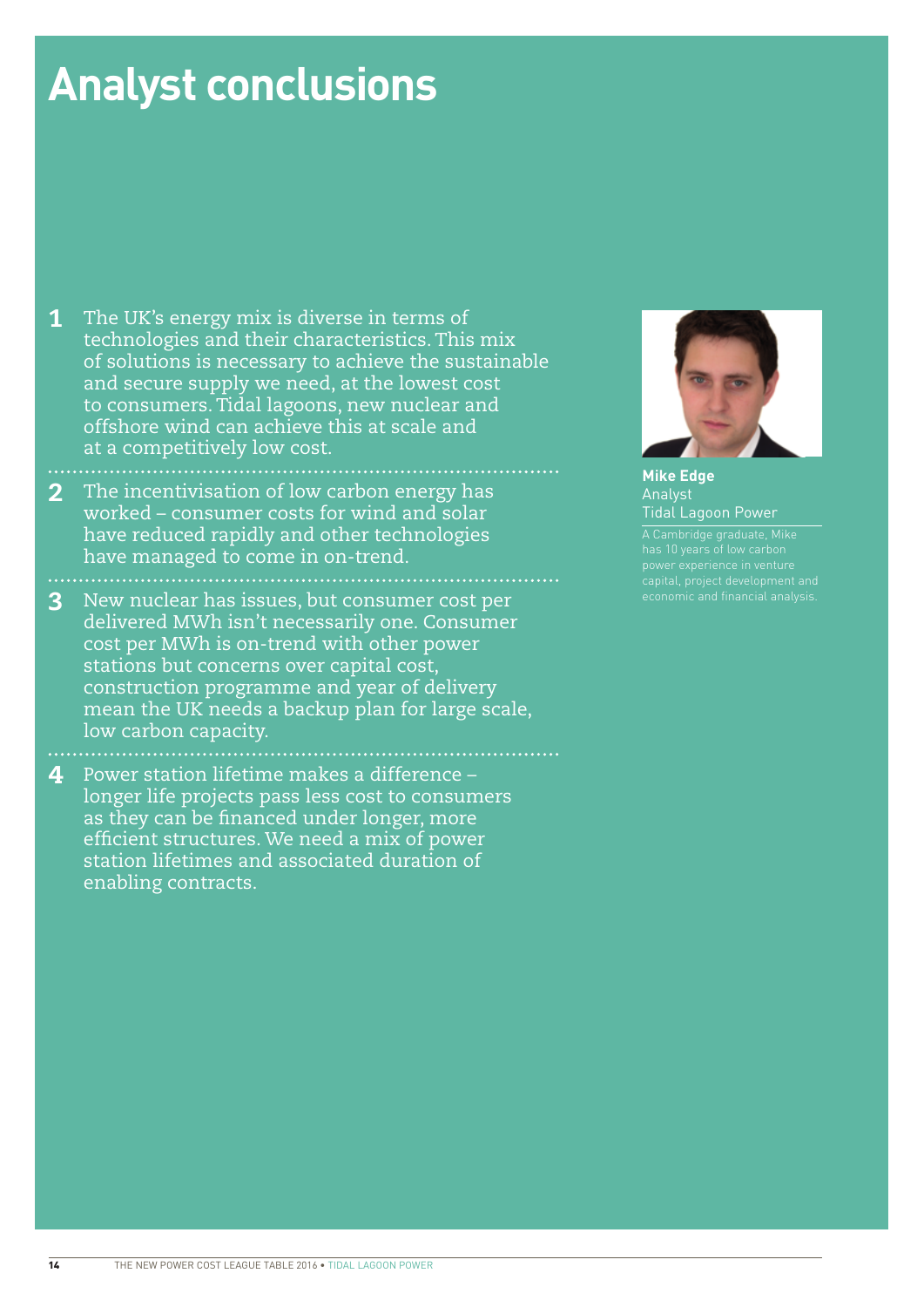# Analyst conclusions

1. The UK's energy mix is diverse in terms of technologies and their characteristics. This mix of solutions is necessary to achieve the sustainable and secure supply we need, at the lowest cost to consumers. Tidal lagoons, new nuclear and offshore wind can achieve this at scale and at a competitively low cost.

2. The incentivisation of low carbon energy has worked – consumer costs for wind and solar have reduced rapidly and other technologies have managed to come in on-trend.

3. New nuclear has issues, but consumer cost per delivered MWh isn't necessarily one. Consumer cost per MWh is on-trend with other power stations but concerns over capital cost, construction programme and year of delivery mean the UK needs a backup plan for large scale, low carbon capacity.

4. Power station lifetime makes a difference – longer life projects pass less cost to consumers as they can be financed under longer, more efficient structures. We need a mix of power station lifetimes and associated duration of enabling contracts.

**Mike Edge**
Analyst
Tidal Lagoon Power

A Cambridge graduate, Mike has 10 years of low carbon power experience in venture capital, project development and economic and financial analysis.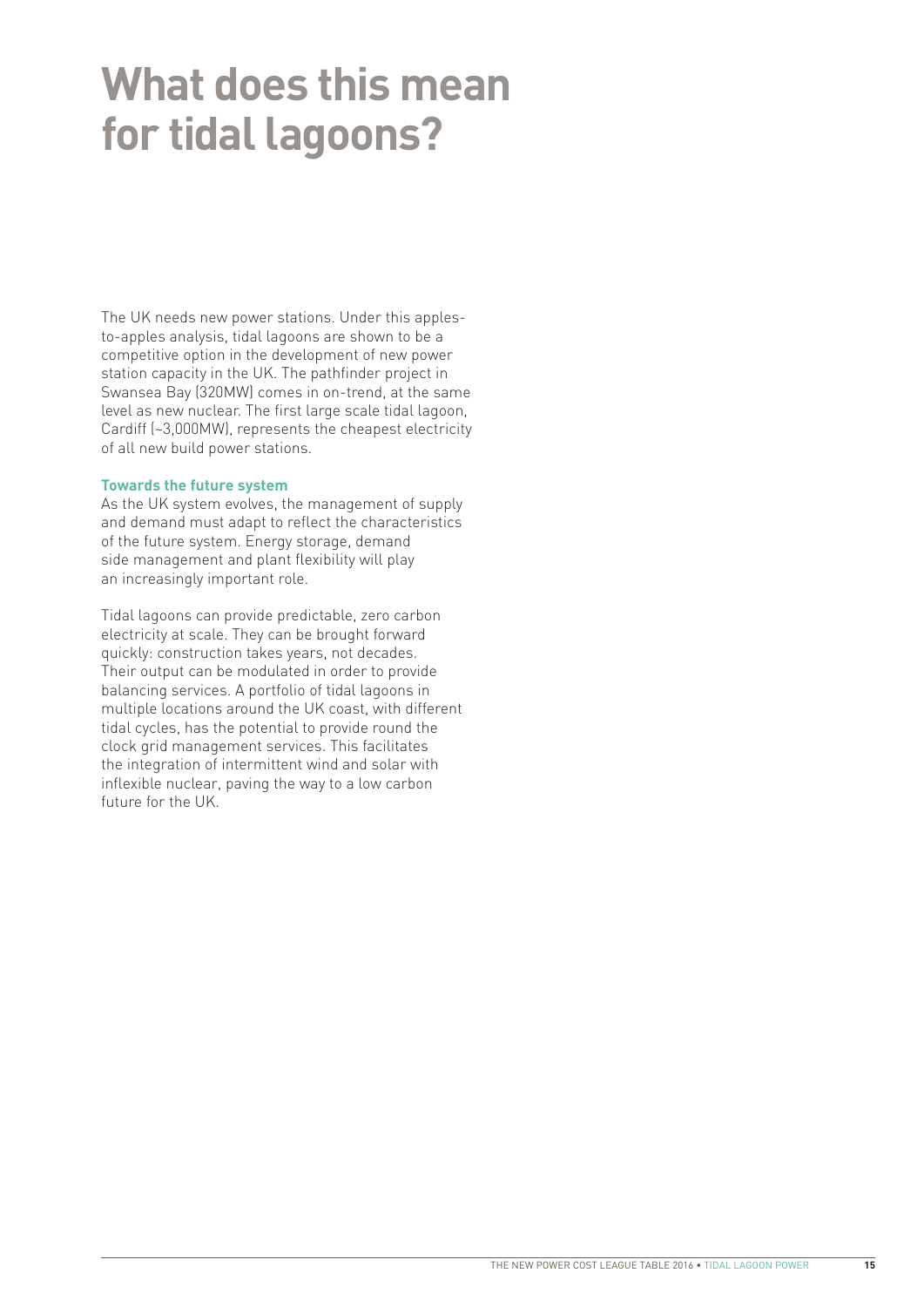# What does this mean for tidal lagoons?

The UK needs new power stations. Under this apples-to-apples analysis, tidal lagoons are shown to be a competitive option in the development of new power station capacity in the UK. The pathfinder project in Swansea Bay (320MW) comes in on-trend, at the same level as new nuclear. The first large scale tidal lagoon, Cardiff (~3,000MW), represents the cheapest electricity of all new build power stations.

**Towards the future system**

As the UK system evolves, the management of supply and demand must adapt to reflect the characteristics of the future system. Energy storage, demand side management and plant flexibility will play an increasingly important role.

Tidal lagoons can provide predictable, zero carbon electricity at scale. They can be brought forward quickly: construction takes years, not decades. Their output can be modulated in order to provide balancing services. A portfolio of tidal lagoons in multiple locations around the UK coast, with different tidal cycles, has the potential to provide round the clock grid management services. This facilitates the integration of intermittent wind and solar with inflexible nuclear, paving the way to a low carbon future for the UK.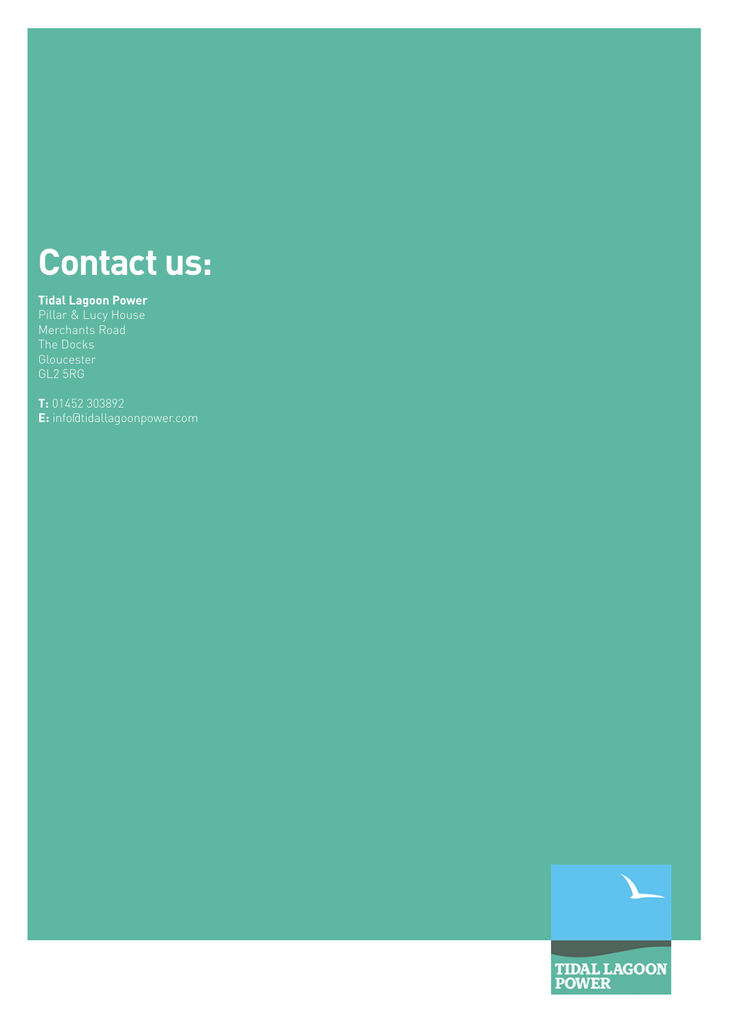# Contact us:

**Tidal Lagoon Power**
Pillar & Lucy House
Merchants Road
The Docks
Gloucester
GL2 5RG

**T:** 01452 303892
**E:** info@tidallagoonpower.com

TIDAL LAGOON POWER